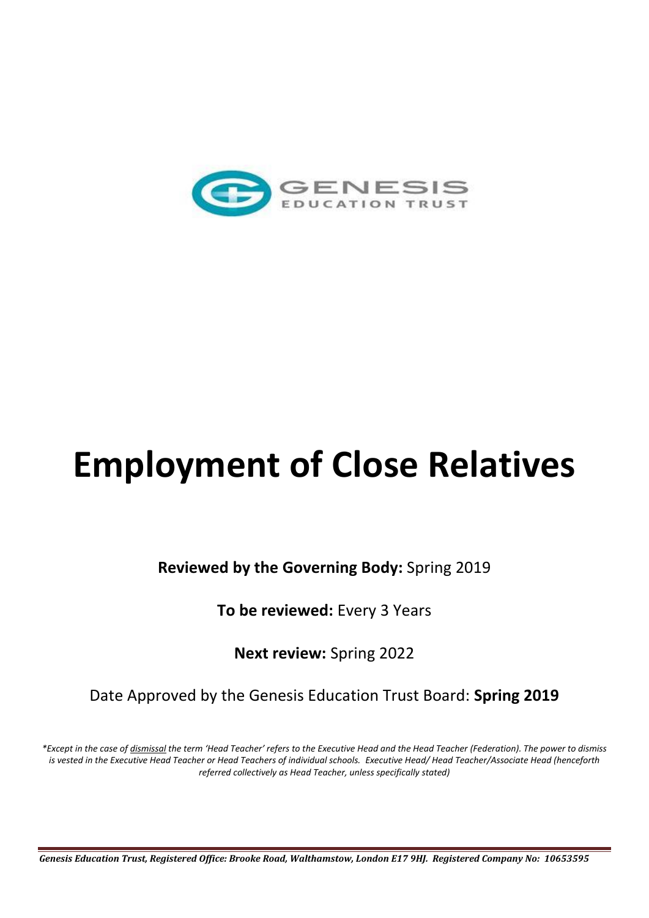GENESIS EDUCATION TRUST

# Employment of Close Relatives

**Reviewed by the Governing Body:** Spring 2019

**To be reviewed:** Every 3 Years

**Next review:** Spring 2022

Date Approved by the Genesis Education Trust Board: **Spring 2019**

*\*Except in the case of dismissal the term 'Head Teacher' refers to the Executive Head and the Head Teacher (Federation). The power to dismiss is vested in the Executive Head Teacher or Head Teachers of individual schools. Executive Head/ Head Teacher/Associate Head (henceforth referred collectively as Head Teacher, unless specifically stated)*

***Genesis Education Trust, Registered Office: Brooke Road, Walthamstow, London E17 9HJ. Registered Company No: 10653595***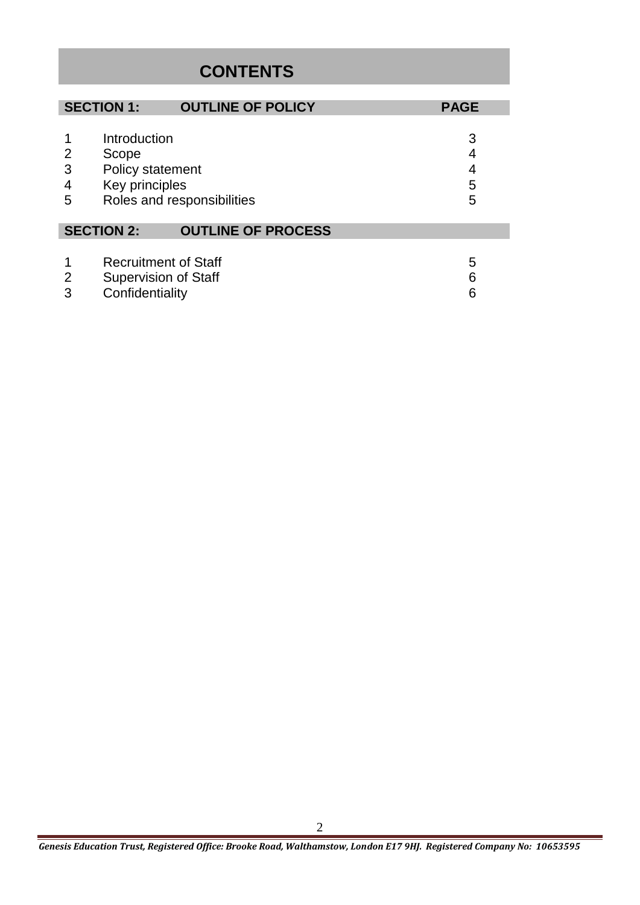# CONTENTS

| SECTION 1: | OUTLINE OF POLICY | PAGE |
|---|---|---|
| 1 | Introduction | 3 |
| 2 | Scope | 4 |
| 3 | Policy statement | 4 |
| 4 | Key principles | 5 |
| 5 | Roles and responsibilities | 5 |

| SECTION 2: | OUTLINE OF PROCESS | |
|---|---|---|
| 1 | Recruitment of Staff | 5 |
| 2 | Supervision of Staff | 6 |
| 3 | Confidentiality | 6 |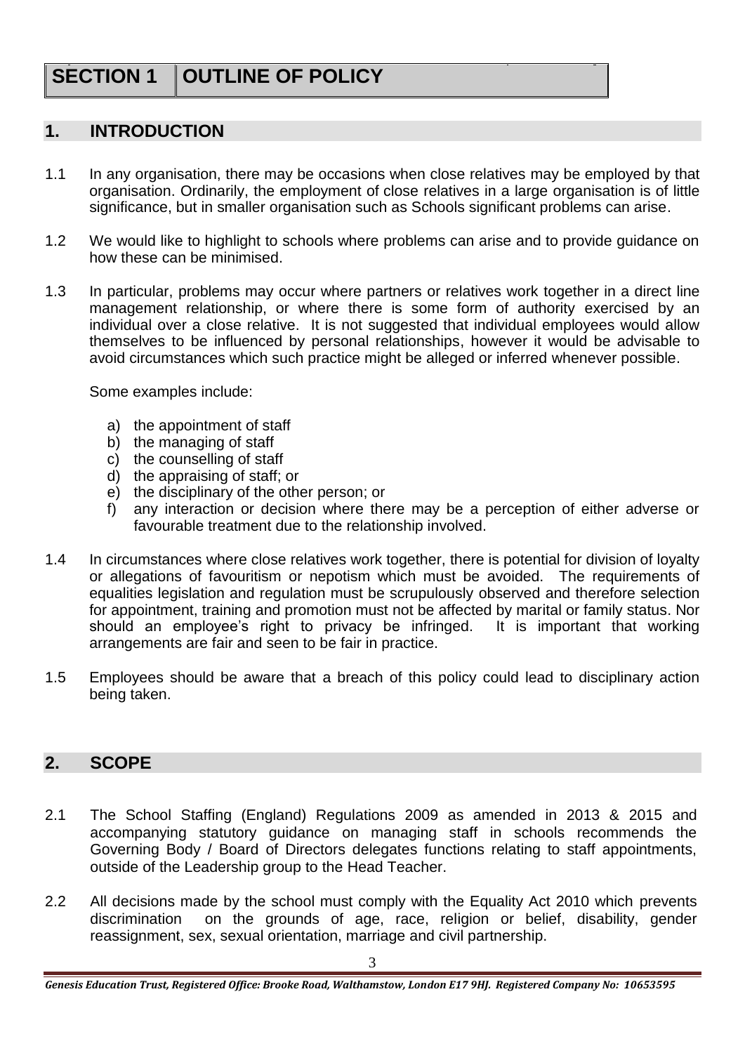# SECTION 1 OUTLINE OF POLICY

## 1. INTRODUCTION

1.1 In any organisation, there may be occasions when close relatives may be employed by that organisation. Ordinarily, the employment of close relatives in a large organisation is of little significance, but in smaller organisation such as Schools significant problems can arise.

1.2 We would like to highlight to schools where problems can arise and to provide guidance on how these can be minimised.

1.3 In particular, problems may occur where partners or relatives work together in a direct line management relationship, or where there is some form of authority exercised by an individual over a close relative. It is not suggested that individual employees would allow themselves to be influenced by personal relationships, however it would be advisable to avoid circumstances which such practice might be alleged or inferred whenever possible.

Some examples include:

a) the appointment of staff
b) the managing of staff
c) the counselling of staff
d) the appraising of staff; or
e) the disciplinary of the other person; or
f) any interaction or decision where there may be a perception of either adverse or favourable treatment due to the relationship involved.

1.4 In circumstances where close relatives work together, there is potential for division of loyalty or allegations of favouritism or nepotism which must be avoided. The requirements of equalities legislation and regulation must be scrupulously observed and therefore selection for appointment, training and promotion must not be affected by marital or family status. Nor should an employee's right to privacy be infringed. It is important that working arrangements are fair and seen to be fair in practice.

1.5 Employees should be aware that a breach of this policy could lead to disciplinary action being taken.

## 2. SCOPE

2.1 The School Staffing (England) Regulations 2009 as amended in 2013 & 2015 and accompanying statutory guidance on managing staff in schools recommends the Governing Body / Board of Directors delegates functions relating to staff appointments, outside of the Leadership group to the Head Teacher.

2.2 All decisions made by the school must comply with the Equality Act 2010 which prevents discrimination on the grounds of age, race, religion or belief, disability, gender reassignment, sex, sexual orientation, marriage and civil partnership.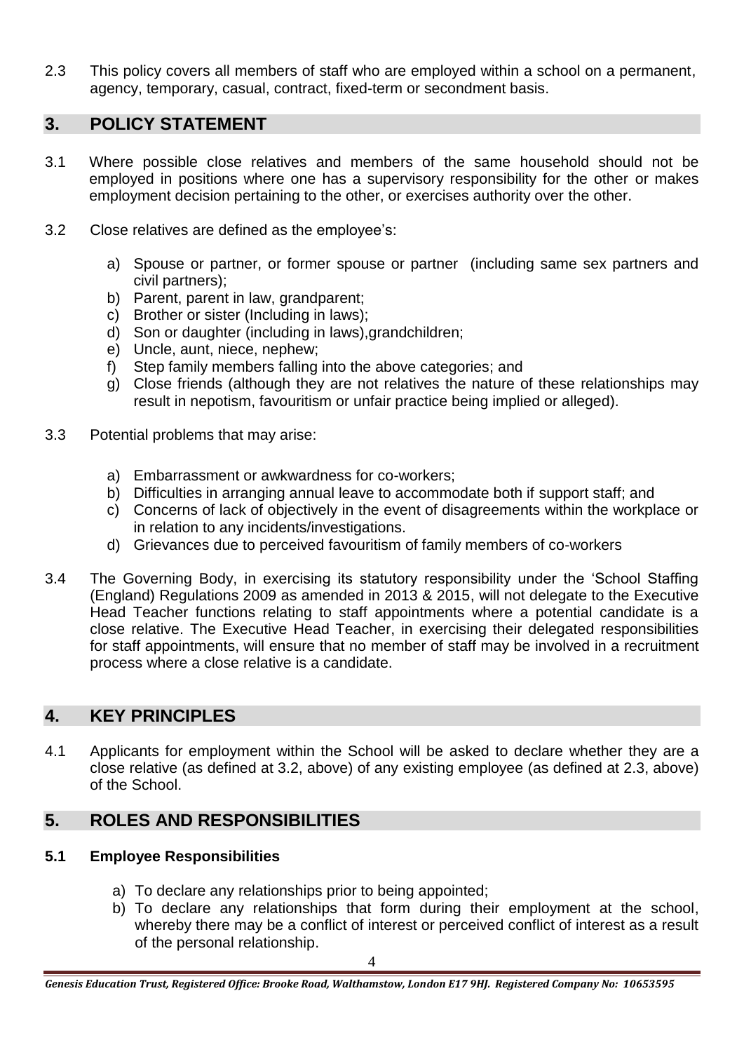2.3 This policy covers all members of staff who are employed within a school on a permanent, agency, temporary, casual, contract, fixed-term or secondment basis.

## 3. POLICY STATEMENT

3.1 Where possible close relatives and members of the same household should not be employed in positions where one has a supervisory responsibility for the other or makes employment decision pertaining to the other, or exercises authority over the other.

3.2 Close relatives are defined as the employee's:

a) Spouse or partner, or former spouse or partner (including same sex partners and civil partners);
b) Parent, parent in law, grandparent;
c) Brother or sister (Including in laws);
d) Son or daughter (including in laws),grandchildren;
e) Uncle, aunt, niece, nephew;
f) Step family members falling into the above categories; and
g) Close friends (although they are not relatives the nature of these relationships may result in nepotism, favouritism or unfair practice being implied or alleged).

3.3 Potential problems that may arise:

a) Embarrassment or awkwardness for co-workers;
b) Difficulties in arranging annual leave to accommodate both if support staff; and
c) Concerns of lack of objectively in the event of disagreements within the workplace or in relation to any incidents/investigations.
d) Grievances due to perceived favouritism of family members of co-workers

3.4 The Governing Body, in exercising its statutory responsibility under the 'School Staffing (England) Regulations 2009 as amended in 2013 & 2015, will not delegate to the Executive Head Teacher functions relating to staff appointments where a potential candidate is a close relative. The Executive Head Teacher, in exercising their delegated responsibilities for staff appointments, will ensure that no member of staff may be involved in a recruitment process where a close relative is a candidate.

## 4. KEY PRINCIPLES

4.1 Applicants for employment within the School will be asked to declare whether they are a close relative (as defined at 3.2, above) of any existing employee (as defined at 2.3, above) of the School.

## 5. ROLES AND RESPONSIBILITIES

### 5.1 Employee Responsibilities

a) To declare any relationships prior to being appointed;
b) To declare any relationships that form during their employment at the school, whereby there may be a conflict of interest or perceived conflict of interest as a result of the personal relationship.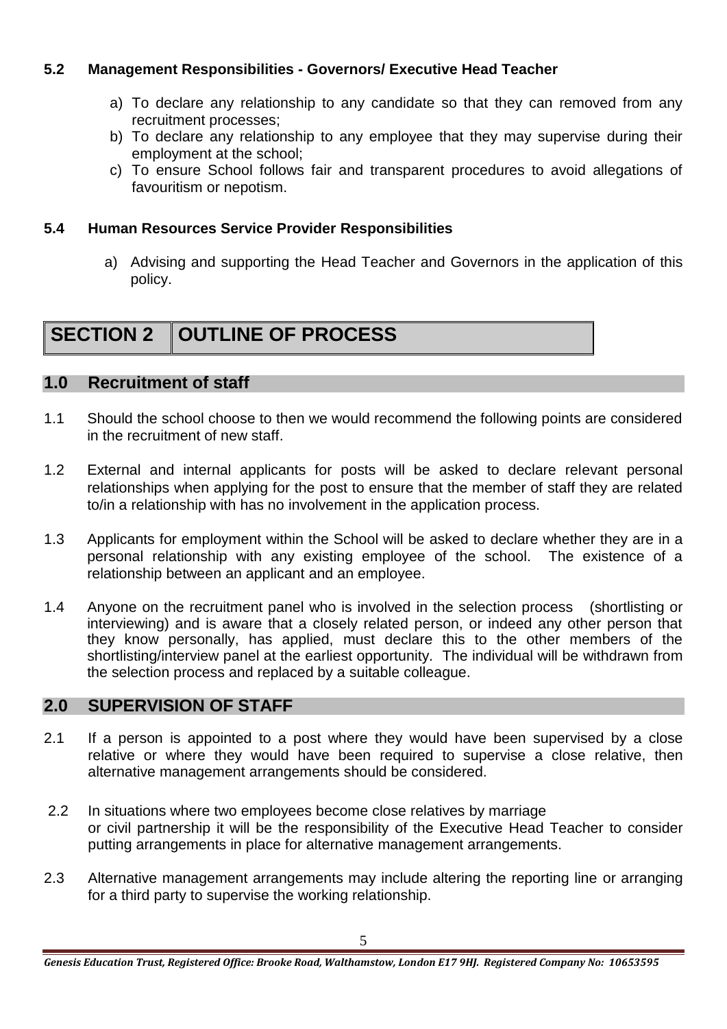### 5.2 Management Responsibilities - Governors/ Executive Head Teacher

a) To declare any relationship to any candidate so that they can removed from any recruitment processes;
b) To declare any relationship to any employee that they may supervise during their employment at the school;
c) To ensure School follows fair and transparent procedures to avoid allegations of favouritism or nepotism.

### 5.4 Human Resources Service Provider Responsibilities

a) Advising and supporting the Head Teacher and Governors in the application of this policy.

# SECTION 2 OUTLINE OF PROCESS

## 1.0 Recruitment of staff

1.1 Should the school choose to then we would recommend the following points are considered in the recruitment of new staff.

1.2 External and internal applicants for posts will be asked to declare relevant personal relationships when applying for the post to ensure that the member of staff they are related to/in a relationship with has no involvement in the application process.

1.3 Applicants for employment within the School will be asked to declare whether they are in a personal relationship with any existing employee of the school. The existence of a relationship between an applicant and an employee.

1.4 Anyone on the recruitment panel who is involved in the selection process (shortlisting or interviewing) and is aware that a closely related person, or indeed any other person that they know personally, has applied, must declare this to the other members of the shortlisting/interview panel at the earliest opportunity. The individual will be withdrawn from the selection process and replaced by a suitable colleague.

## 2.0 SUPERVISION OF STAFF

2.1 If a person is appointed to a post where they would have been supervised by a close relative or where they would have been required to supervise a close relative, then alternative management arrangements should be considered.

2.2 In situations where two employees become close relatives by marriage or civil partnership it will be the responsibility of the Executive Head Teacher to consider putting arrangements in place for alternative management arrangements.

2.3 Alternative management arrangements may include altering the reporting line or arranging for a third party to supervise the working relationship.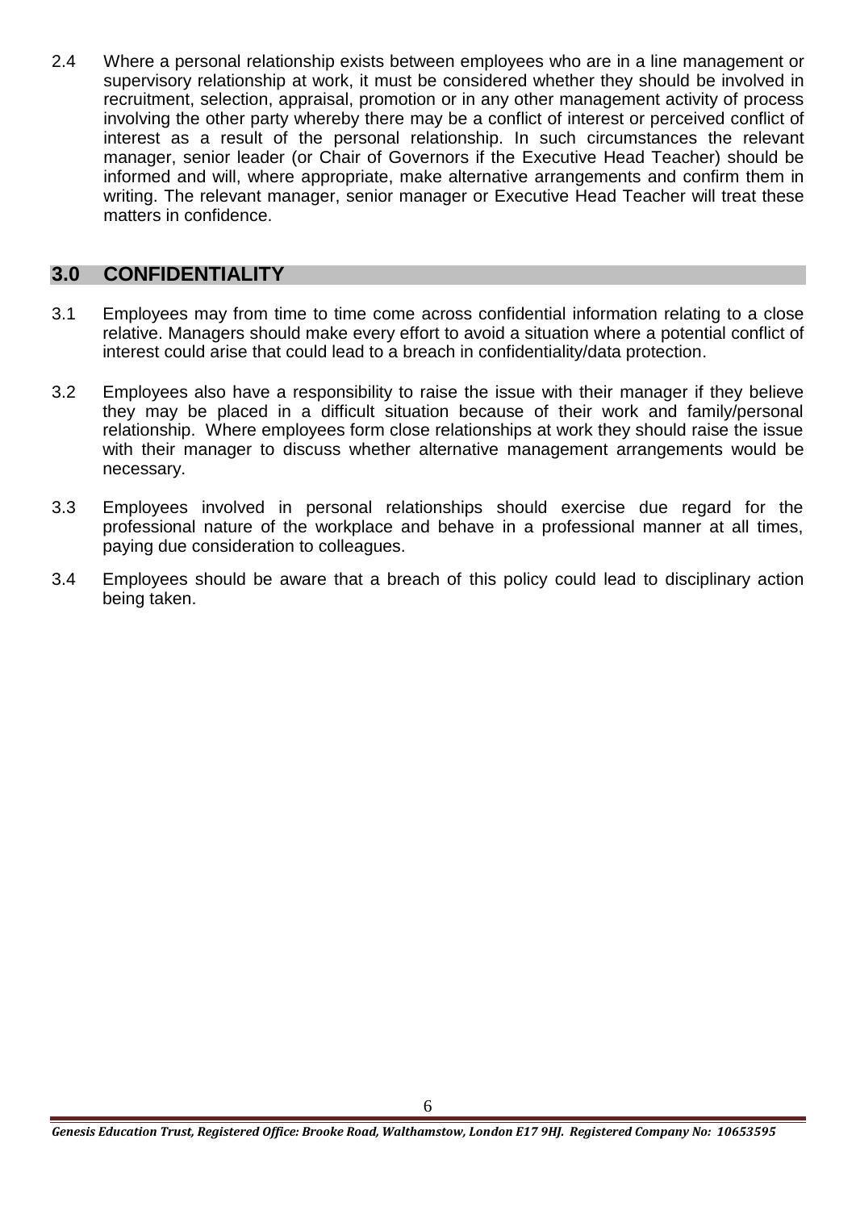2.4 Where a personal relationship exists between employees who are in a line management or supervisory relationship at work, it must be considered whether they should be involved in recruitment, selection, appraisal, promotion or in any other management activity of process involving the other party whereby there may be a conflict of interest or perceived conflict of interest as a result of the personal relationship. In such circumstances the relevant manager, senior leader (or Chair of Governors if the Executive Head Teacher) should be informed and will, where appropriate, make alternative arrangements and confirm them in writing. The relevant manager, senior manager or Executive Head Teacher will treat these matters in confidence.

## 3.0 CONFIDENTIALITY

3.1 Employees may from time to time come across confidential information relating to a close relative. Managers should make every effort to avoid a situation where a potential conflict of interest could arise that could lead to a breach in confidentiality/data protection.

3.2 Employees also have a responsibility to raise the issue with their manager if they believe they may be placed in a difficult situation because of their work and family/personal relationship. Where employees form close relationships at work they should raise the issue with their manager to discuss whether alternative management arrangements would be necessary.

3.3 Employees involved in personal relationships should exercise due regard for the professional nature of the workplace and behave in a professional manner at all times, paying due consideration to colleagues.

3.4 Employees should be aware that a breach of this policy could lead to disciplinary action being taken.